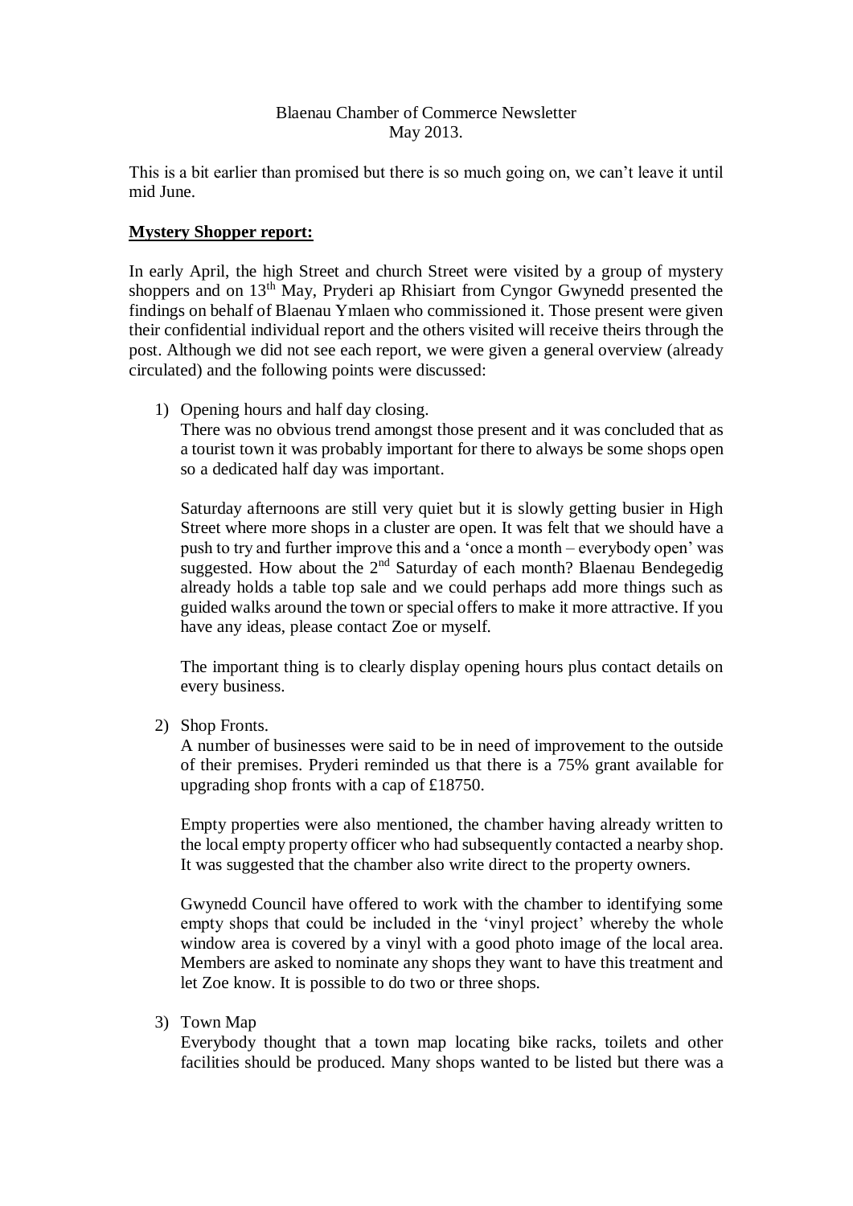Blaenau Chamber of Commerce Newsletter
May 2013.

This is a bit earlier than promised but there is so much going on, we can't leave it until mid June.

**Mystery Shopper report:**

In early April, the high Street and church Street were visited by a group of mystery shoppers and on 13th May, Pryderi ap Rhisiart from Cyngor Gwynedd presented the findings on behalf of Blaenau Ymlaen who commissioned it. Those present were given their confidential individual report and the others visited will receive theirs through the post. Although we did not see each report, we were given a general overview (already circulated) and the following points were discussed:

1) Opening hours and half day closing.
   There was no obvious trend amongst those present and it was concluded that as a tourist town it was probably important for there to always be some shops open so a dedicated half day was important.

   Saturday afternoons are still very quiet but it is slowly getting busier in High Street where more shops in a cluster are open. It was felt that we should have a push to try and further improve this and a 'once a month – everybody open' was suggested. How about the 2nd Saturday of each month? Blaenau Bendegedig already holds a table top sale and we could perhaps add more things such as guided walks around the town or special offers to make it more attractive. If you have any ideas, please contact Zoe or myself.

   The important thing is to clearly display opening hours plus contact details on every business.

2) Shop Fronts.
   A number of businesses were said to be in need of improvement to the outside of their premises. Pryderi reminded us that there is a 75% grant available for upgrading shop fronts with a cap of £18750.

   Empty properties were also mentioned, the chamber having already written to the local empty property officer who had subsequently contacted a nearby shop. It was suggested that the chamber also write direct to the property owners.

   Gwynedd Council have offered to work with the chamber to identifying some empty shops that could be included in the 'vinyl project' whereby the whole window area is covered by a vinyl with a good photo image of the local area. Members are asked to nominate any shops they want to have this treatment and let Zoe know. It is possible to do two or three shops.

3) Town Map
   Everybody thought that a town map locating bike racks, toilets and other facilities should be produced. Many shops wanted to be listed but there was a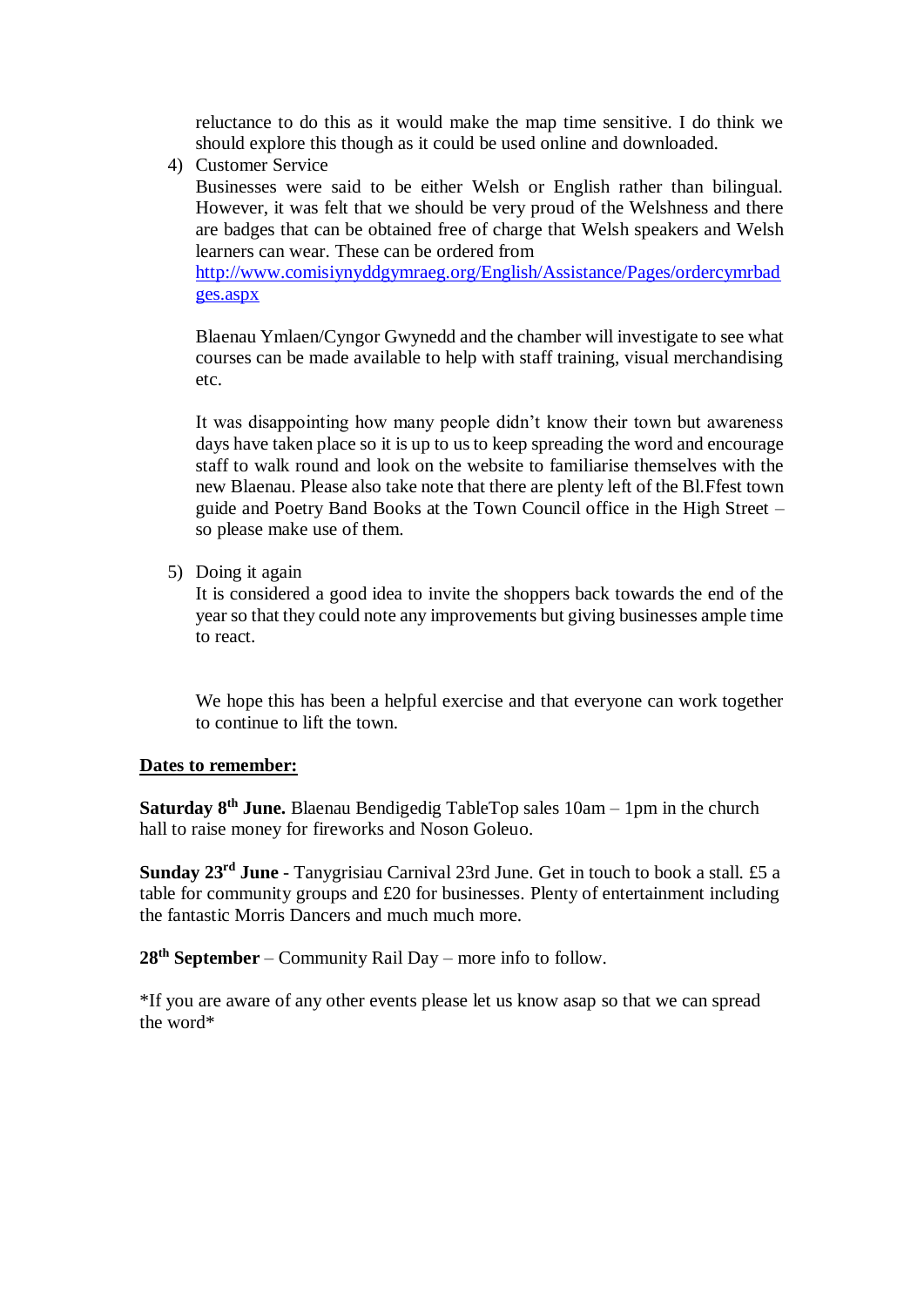reluctance to do this as it would make the map time sensitive. I do think we should explore this though as it could be used online and downloaded.

4) Customer Service

   Businesses were said to be either Welsh or English rather than bilingual. However, it was felt that we should be very proud of the Welshness and there are badges that can be obtained free of charge that Welsh speakers and Welsh learners can wear. These can be ordered from [http://www.comisiynyddgymraeg.org/English/Assistance/Pages/ordercymrbadges.aspx](http://www.comisiynyddgymraeg.org/English/Assistance/Pages/ordercymrbadges.aspx)

   Blaenau Ymlaen/Cyngor Gwynedd and the chamber will investigate to see what courses can be made available to help with staff training, visual merchandising etc.

   It was disappointing how many people didn't know their town but awareness days have taken place so it is up to us to keep spreading the word and encourage staff to walk round and look on the website to familiarise themselves with the new Blaenau. Please also take note that there are plenty left of the Bl.Ffest town guide and Poetry Band Books at the Town Council office in the High Street – so please make use of them.

5) Doing it again

   It is considered a good idea to invite the shoppers back towards the end of the year so that they could note any improvements but giving businesses ample time to react.

   We hope this has been a helpful exercise and that everyone can work together to continue to lift the town.

**<u>Dates to remember:</u>**

**Saturday 8th June.** Blaenau Bendigedig TableTop sales 10am – 1pm in the church hall to raise money for fireworks and Noson Goleuo.

**Sunday 23rd June** - Tanygrisiau Carnival 23rd June. Get in touch to book a stall. £5 a table for community groups and £20 for businesses. Plenty of entertainment including the fantastic Morris Dancers and much much more.

**28th September** – Community Rail Day – more info to follow.

*If you are aware of any other events please let us know asap so that we can spread the word*